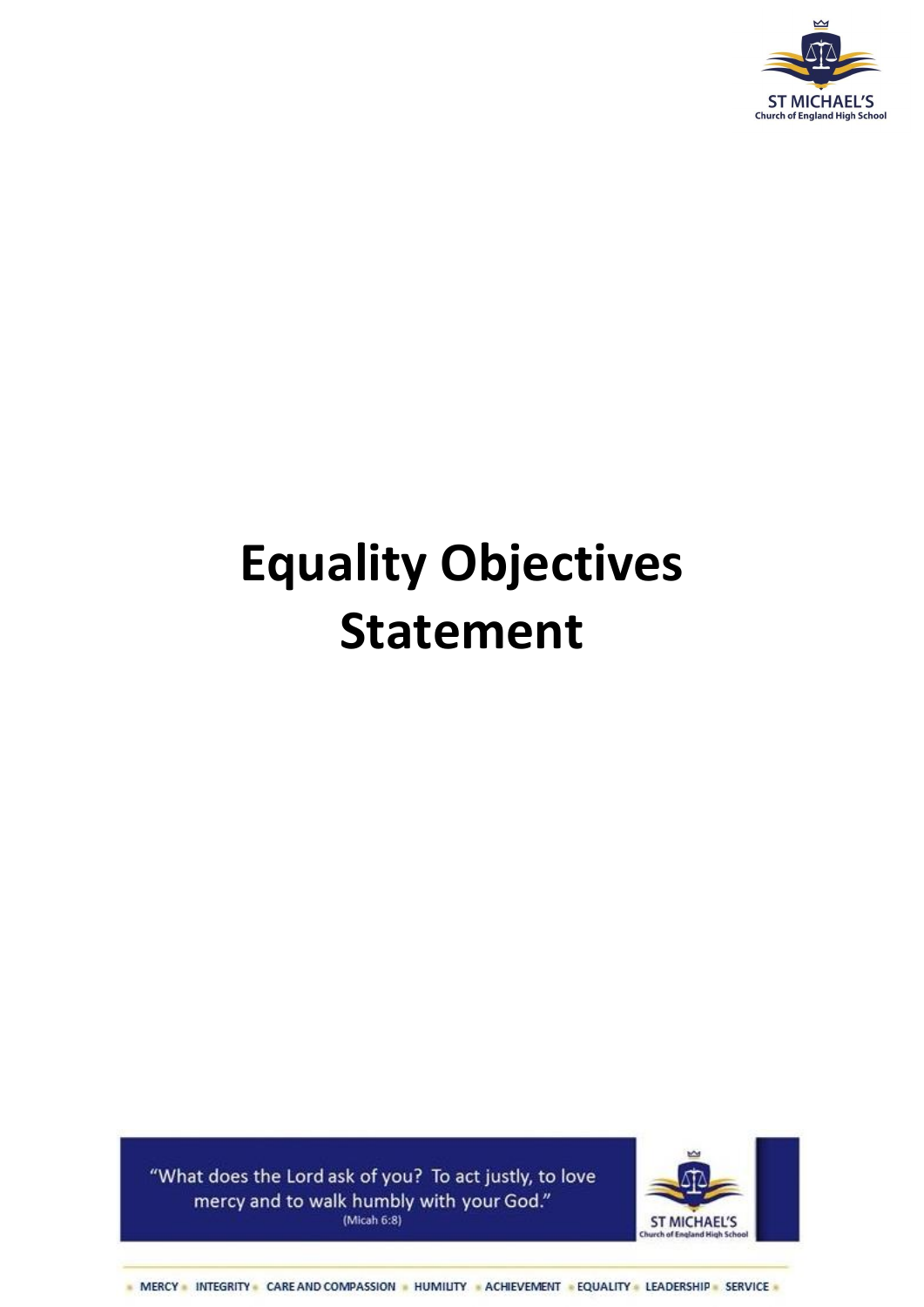# Equality Objectives Statement

"What does the Lord ask of you? To act justly, to love mercy and to walk humbly with your God."
(Micah 6:8)

MERCY • INTEGRITY • CARE AND COMPASSION • HUMILITY • ACHIEVEMENT • EQUALITY • LEADERSHIP • SERVICE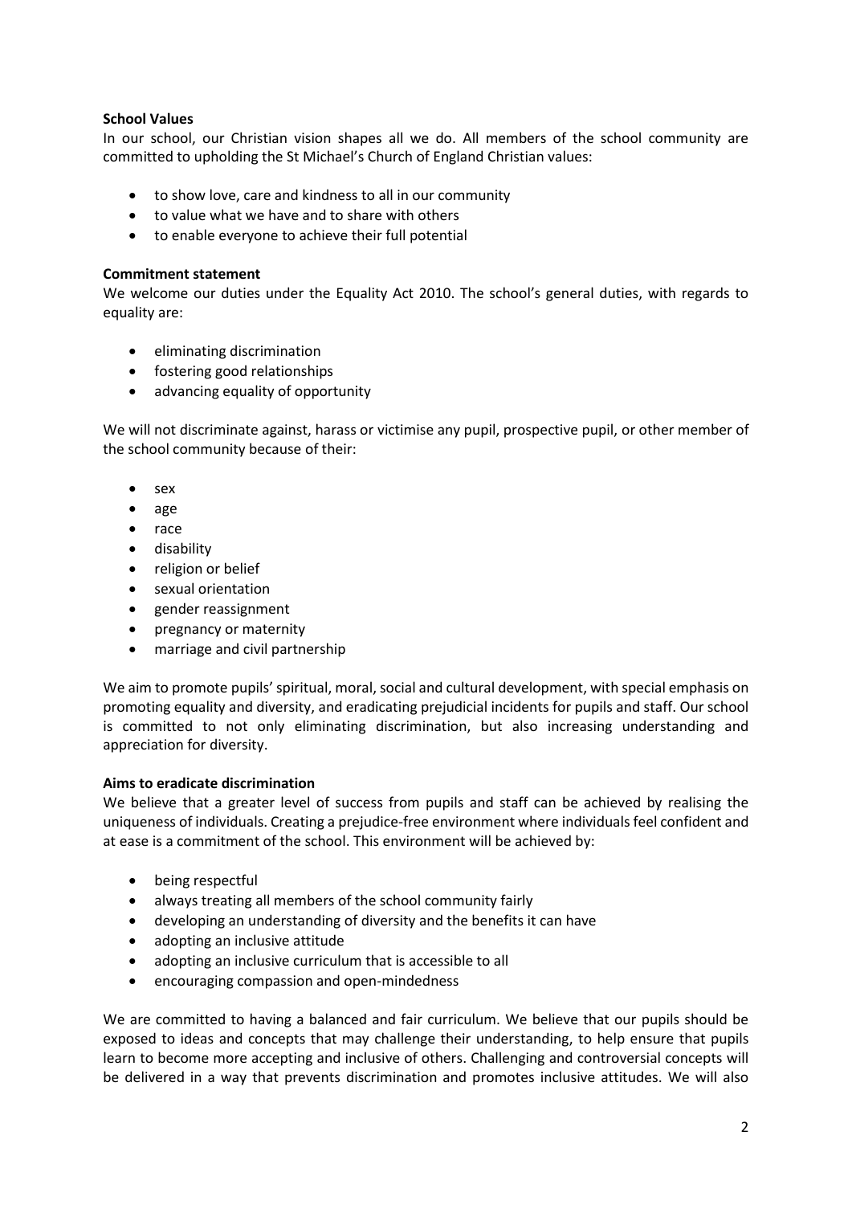**School Values**

In our school, our Christian vision shapes all we do. All members of the school community are committed to upholding the St Michael's Church of England Christian values:

- to show love, care and kindness to all in our community
- to value what we have and to share with others
- to enable everyone to achieve their full potential

**Commitment statement**

We welcome our duties under the Equality Act 2010. The school's general duties, with regards to equality are:

- eliminating discrimination
- fostering good relationships
- advancing equality of opportunity

We will not discriminate against, harass or victimise any pupil, prospective pupil, or other member of the school community because of their:

- sex
- age
- race
- disability
- religion or belief
- sexual orientation
- gender reassignment
- pregnancy or maternity
- marriage and civil partnership

We aim to promote pupils' spiritual, moral, social and cultural development, with special emphasis on promoting equality and diversity, and eradicating prejudicial incidents for pupils and staff. Our school is committed to not only eliminating discrimination, but also increasing understanding and appreciation for diversity.

**Aims to eradicate discrimination**

We believe that a greater level of success from pupils and staff can be achieved by realising the uniqueness of individuals. Creating a prejudice-free environment where individuals feel confident and at ease is a commitment of the school. This environment will be achieved by:

- being respectful
- always treating all members of the school community fairly
- developing an understanding of diversity and the benefits it can have
- adopting an inclusive attitude
- adopting an inclusive curriculum that is accessible to all
- encouraging compassion and open-mindedness

We are committed to having a balanced and fair curriculum. We believe that our pupils should be exposed to ideas and concepts that may challenge their understanding, to help ensure that pupils learn to become more accepting and inclusive of others. Challenging and controversial concepts will be delivered in a way that prevents discrimination and promotes inclusive attitudes. We will also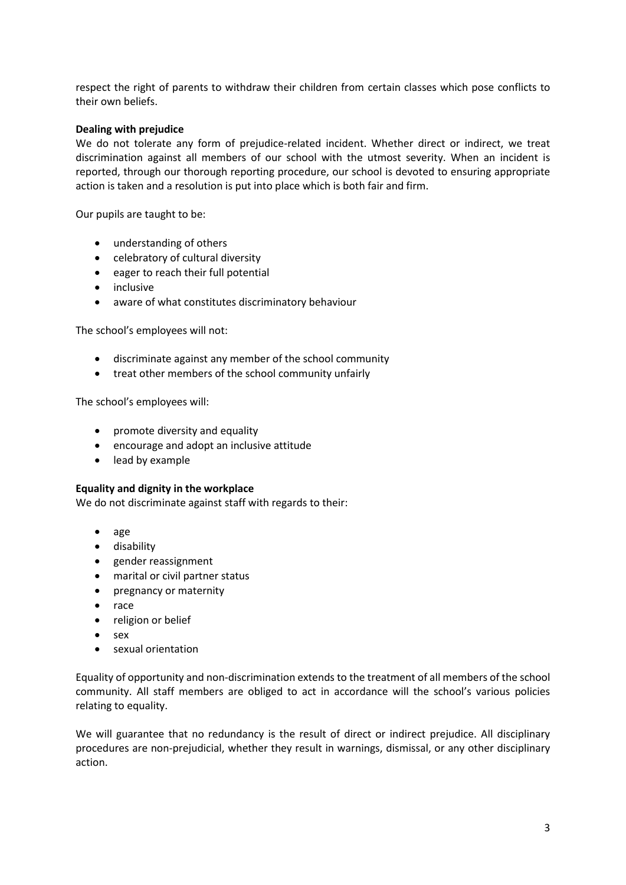respect the right of parents to withdraw their children from certain classes which pose conflicts to their own beliefs.

**Dealing with prejudice**

We do not tolerate any form of prejudice-related incident. Whether direct or indirect, we treat discrimination against all members of our school with the utmost severity. When an incident is reported, through our thorough reporting procedure, our school is devoted to ensuring appropriate action is taken and a resolution is put into place which is both fair and firm.

Our pupils are taught to be:

- understanding of others
- celebratory of cultural diversity
- eager to reach their full potential
- inclusive
- aware of what constitutes discriminatory behaviour

The school's employees will not:

- discriminate against any member of the school community
- treat other members of the school community unfairly

The school's employees will:

- promote diversity and equality
- encourage and adopt an inclusive attitude
- lead by example

**Equality and dignity in the workplace**

We do not discriminate against staff with regards to their:

- age
- disability
- gender reassignment
- marital or civil partner status
- pregnancy or maternity
- race
- religion or belief
- sex
- sexual orientation

Equality of opportunity and non-discrimination extends to the treatment of all members of the school community. All staff members are obliged to act in accordance will the school's various policies relating to equality.

We will guarantee that no redundancy is the result of direct or indirect prejudice. All disciplinary procedures are non-prejudicial, whether they result in warnings, dismissal, or any other disciplinary action.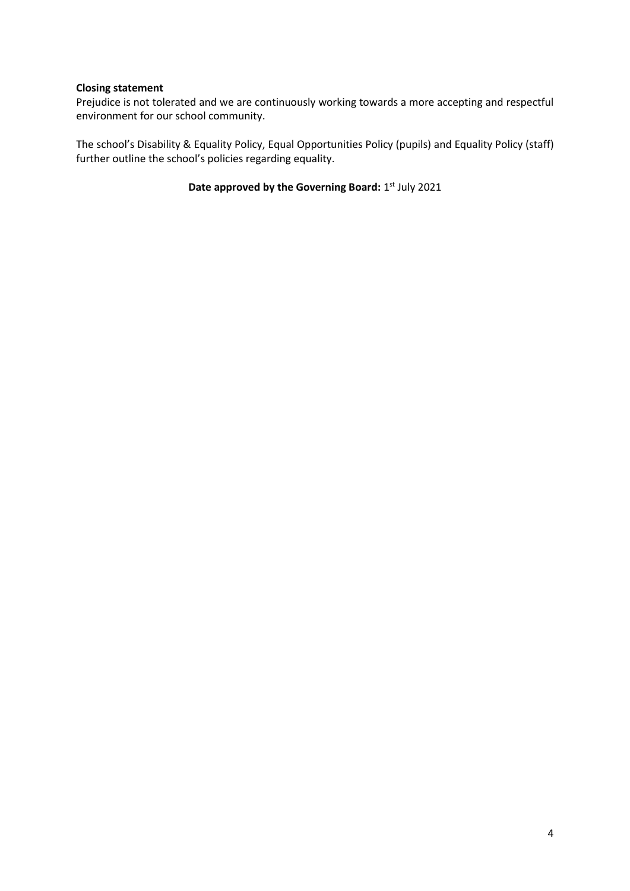**Closing statement**

Prejudice is not tolerated and we are continuously working towards a more accepting and respectful environment for our school community.

The school's Disability & Equality Policy, Equal Opportunities Policy (pupils) and Equality Policy (staff) further outline the school's policies regarding equality.

**Date approved by the Governing Board:** 1st July 2021